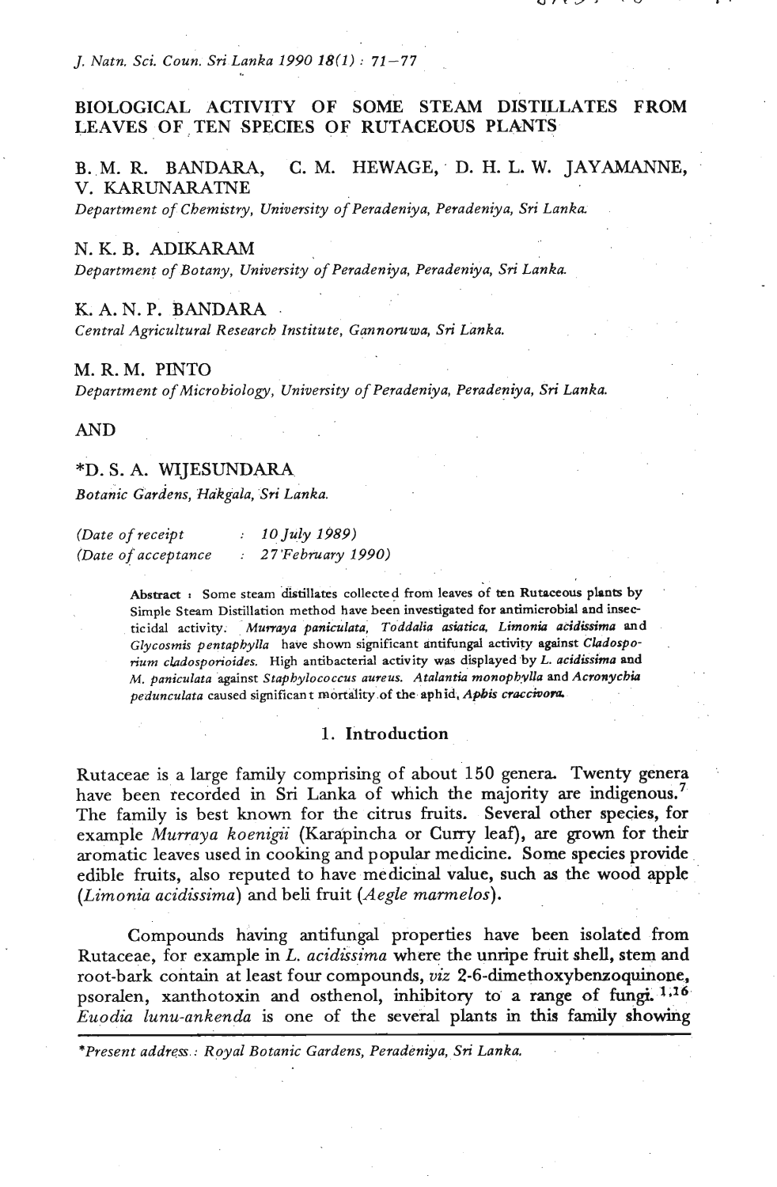# BIOLOGICAL ACTIVITY OF SOME STEAM DISTILLATES FROM LEAVES OF TEN SPECIES OF RUTACEOUS PLANTS

**B. M. R. BANDARA, C. M. HEWAGE, D. H. L. W. JAYAMANNE, V. KARUNARATNE**

*Department of Chemistry, University of Peradeniya, Peradeniya, Sri Lanka.*

**N. K. B. ADIKARAM**

*Department of Botany, University of Peradeniya, Peradeniya, Sri Lanka.*

**K. A. N. P. BANDARA**

*Central Agricultural Research Institute, Gannoruwa, Sri Lanka.*

**M. R. M. PINTO**

*Department of Microbiology, University of Peradeniya, Peradeniya, Sri Lanka.*

**AND**

**\*D. S. A. WIJESUNDARA**

*Botanic Gardens, Hakgala, Sri Lanka.*

*(Date of receipt : 10 July 1989)*
*(Date of acceptance : 27 February 1990)*

**Abstract :** Some steam distillates collected from leaves of ten Rutaceous plants by Simple Steam Distillation method have been investigated for antimicrobial and insecticidal activity. *Murraya paniculata, Toddalia asiatica, Limonia acidissima* and *Glycosmis pentaphylla* have shown significant antifungal activity against *Cladosporium cladosporioides*. High antibacterial activity was displayed by *L. acidissima* and *M. paniculata* against *Staphylococcus aureus*. *Atalantia monophylla* and *Acronychia pedunculata* caused significant mortality of the aphid, *Aphis craccivora*.

## 1. Introduction

Rutaceae is a large family comprising of about 150 genera. Twenty genera have been recorded in Sri Lanka of which the majority are indigenous.[7] The family is best known for the citrus fruits. Several other species, for example *Murraya koenigii* (Karapincha or Curry leaf), are grown for their aromatic leaves used in cooking and popular medicine. Some species provide edible fruits, also reputed to have medicinal value, such as the wood apple (*Limonia acidissima*) and beli fruit (*Aegle marmelos*).

Compounds having antifungal properties have been isolated from Rutaceae, for example in *L. acidissima* where the unripe fruit shell, stem and root-bark contain at least four compounds, *viz* 2-6-dimethoxybenzoquinone, psoralen, xanthotoxin and osthenol, inhibitory to a range of fungi.[1,16] *Euodia lunu-ankenda* is one of the several plants in this family showing

\*Present address : Royal Botanic Gardens, Peradeniya, Sri Lanka.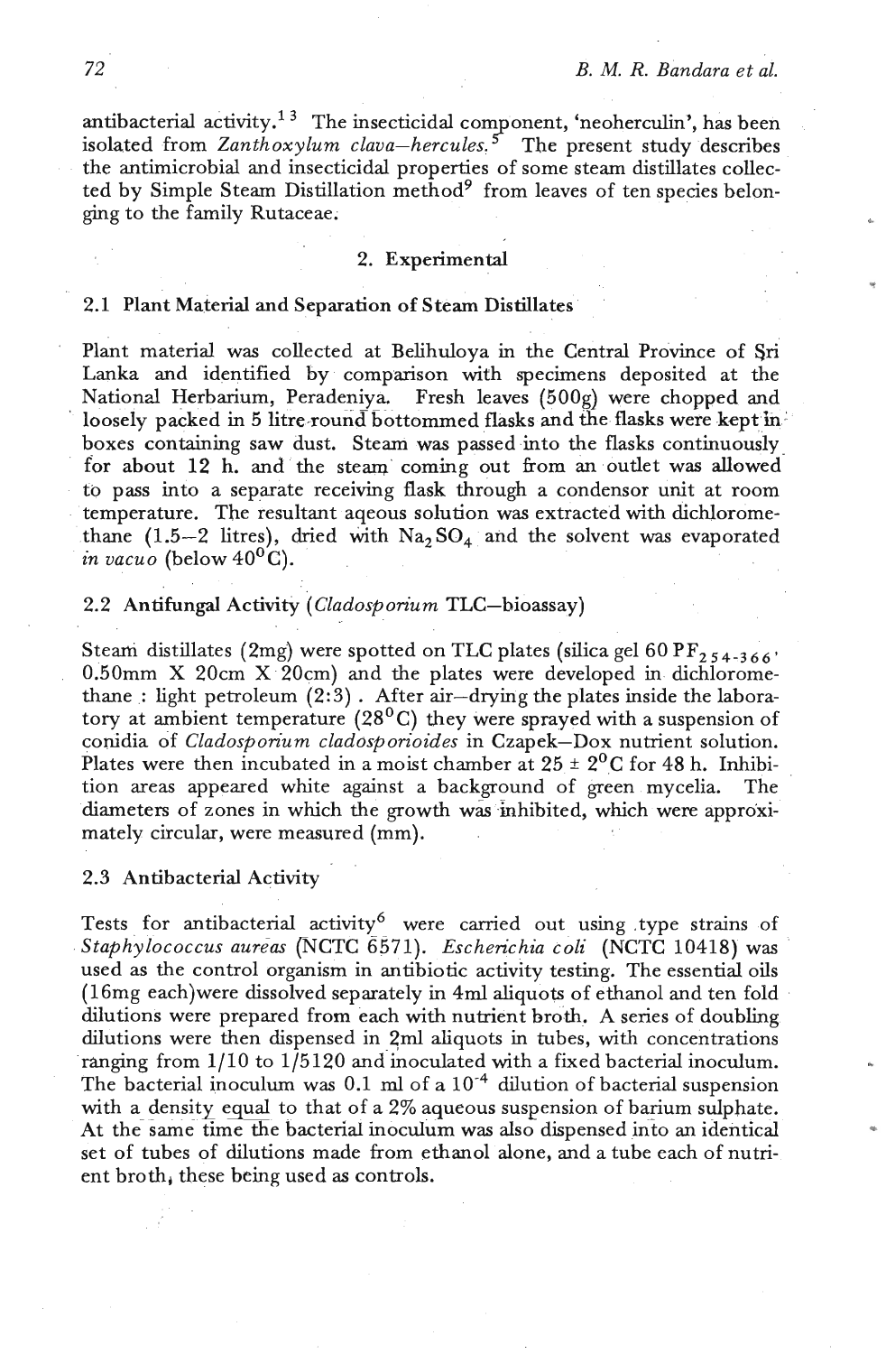antibacterial activity.[1 3] The insecticidal component, 'neoherculin', has been isolated from *Zanthoxylum clava–hercules.*[5] The present study describes the antimicrobial and insecticidal properties of some steam distillates collected by Simple Steam Distillation method[9] from leaves of ten species belonging to the family Rutaceae.

## 2. Experimental

### 2.1 Plant Material and Separation of Steam Distillates

Plant material was collected at Belihuloya in the Central Province of Sri Lanka and identified by comparison with specimens deposited at the National Herbarium, Peradeniya. Fresh leaves (500g) were chopped and loosely packed in 5 litre round bottommed flasks and the flasks were kept in boxes containing saw dust. Steam was passed into the flasks continuously for about 12 h. and the steam coming out from an outlet was allowed to pass into a separate receiving flask through a condensor unit at room temperature. The resultant aqeous solution was extracted with dichloromethane (1.5–2 litres), dried with $Na_2SO_4$ and the solvent was evaporated *in vacuo* (below $40^0$C).

### 2.2 Antifungal Activity (*Cladosporium* TLC–bioassay)

Steam distillates (2mg) were spotted on TLC plates (silica gel 60 $PF_{254-366}$, 0.50mm X 20cm X 20cm) and the plates were developed in dichloromethane : light petroleum (2:3). After air–drying the plates inside the laboratory at ambient temperature ($28^0$C) they were sprayed with a suspension of conidia of *Cladosporium cladosporioides* in Czapek–Dox nutrient solution. Plates were then incubated in a moist chamber at $25 \pm 2^0$C for 48 h. Inhibition areas appeared white against a background of green mycelia. The diameters of zones in which the growth was inhibited, which were approximately circular, were measured (mm).

### 2.3 Antibacterial Activity

Tests for antibacterial activity[6] were carried out using type strains of *Staphylococcus aureas* (NCTC 6571). *Escherichia coli* (NCTC 10418) was used as the control organism in antibiotic activity testing. The essential oils (16mg each)were dissolved separately in 4ml aliquots of ethanol and ten fold dilutions were prepared from each with nutrient broth. A series of doubling dilutions were then dispensed in 2ml aliquots in tubes, with concentrations ranging from 1/10 to 1/5120 and inoculated with a fixed bacterial inoculum. The bacterial inoculum was 0.1 ml of a $10^{-4}$ dilution of bacterial suspension with a density equal to that of a 2% aqueous suspension of barium sulphate. At the same time the bacterial inoculum was also dispensed into an identical set of tubes of dilutions made from ethanol alone, and a tube each of nutrient broth, these being used as controls.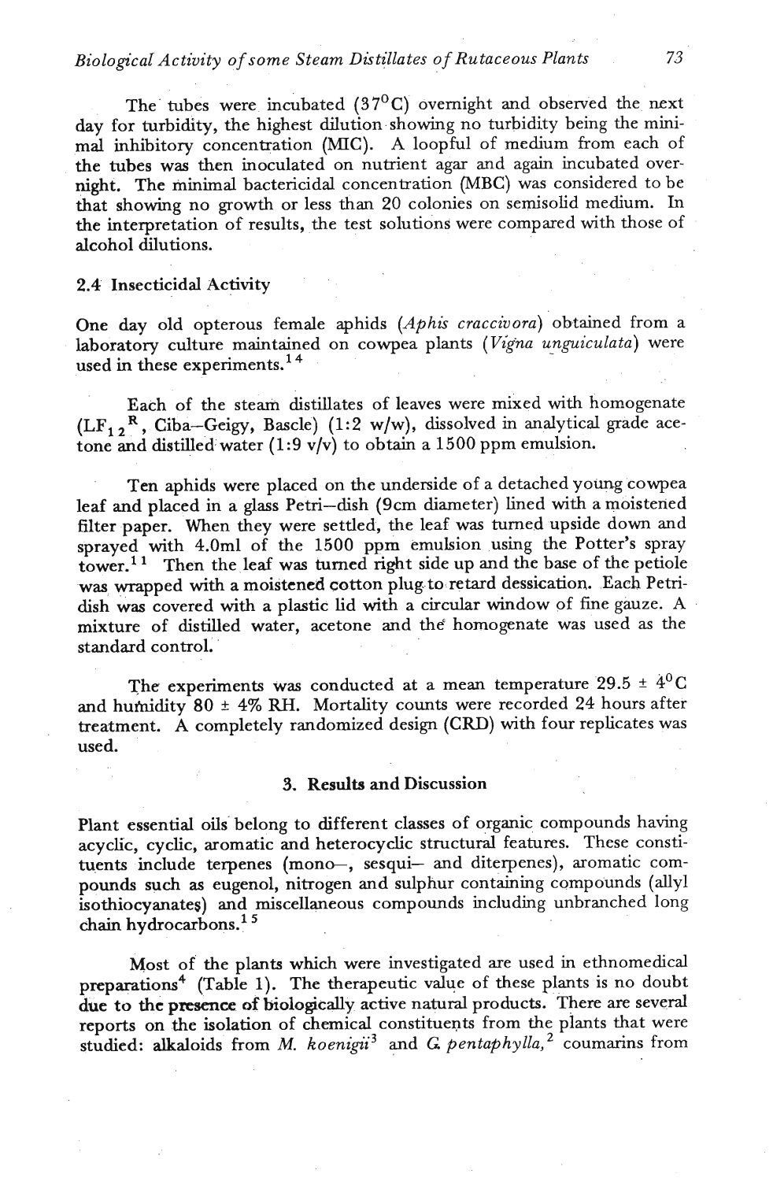The tubes were incubated (37°C) overnight and observed the next day for turbidity, the highest dilution showing no turbidity being the minimal inhibitory concentration (MIC). A loopful of medium from each of the tubes was then inoculated on nutrient agar and again incubated overnight. The minimal bactericidal concentration (MBC) was considered to be that showing no growth or less than 20 colonies on semisolid medium. In the interpretation of results, the test solutions were compared with those of alcohol dilutions.

## 2.4 Insecticidal Activity

One day old opterous female aphids (*Aphis craccivora*) obtained from a laboratory culture maintained on cowpea plants (*Vigna unguiculata*) were used in these experiments.[14]

Each of the steam distillates of leaves were mixed with homogenate ($LF_{12}^{R}$, Ciba–Geigy, Bascle) (1:2 w/w), dissolved in analytical grade acetone and distilled water (1:9 v/v) to obtain a 1500 ppm emulsion.

Ten aphids were placed on the underside of a detached young cowpea leaf and placed in a glass Petri–dish (9cm diameter) lined with a moistened filter paper. When they were settled, the leaf was turned upside down and sprayed with 4.0ml of the 1500 ppm emulsion using the Potter's spray tower.[11] Then the leaf was turned right side up and the base of the petiole was wrapped with a moistened cotton plug to retard dessication. Each Petri-dish was covered with a plastic lid with a circular window of fine gauze. A mixture of distilled water, acetone and the homogenate was used as the standard control.

The experiments was conducted at a mean temperature 29.5 ± 4°C and humidity 80 ± 4% RH. Mortality counts were recorded 24 hours after treatment. A completely randomized design (CRD) with four replicates was used.

## 3. Results and Discussion

Plant essential oils belong to different classes of organic compounds having acyclic, cyclic, aromatic and heterocyclic structural features. These constituents include terpenes (mono–, sesqui– and diterpenes), aromatic compounds such as eugenol, nitrogen and sulphur containing compounds (allyl isothiocyanates) and miscellaneous compounds including unbranched long chain hydrocarbons.[15]

Most of the plants which were investigated are used in ethnomedical preparations[4] (Table 1). The therapeutic value of these plants is no doubt due to the presence of biologically active natural products. There are several reports on the isolation of chemical constituents from the plants that were studied: alkaloids from *M. koenigii*[3] and *G. pentaphylla*,[2] coumarins from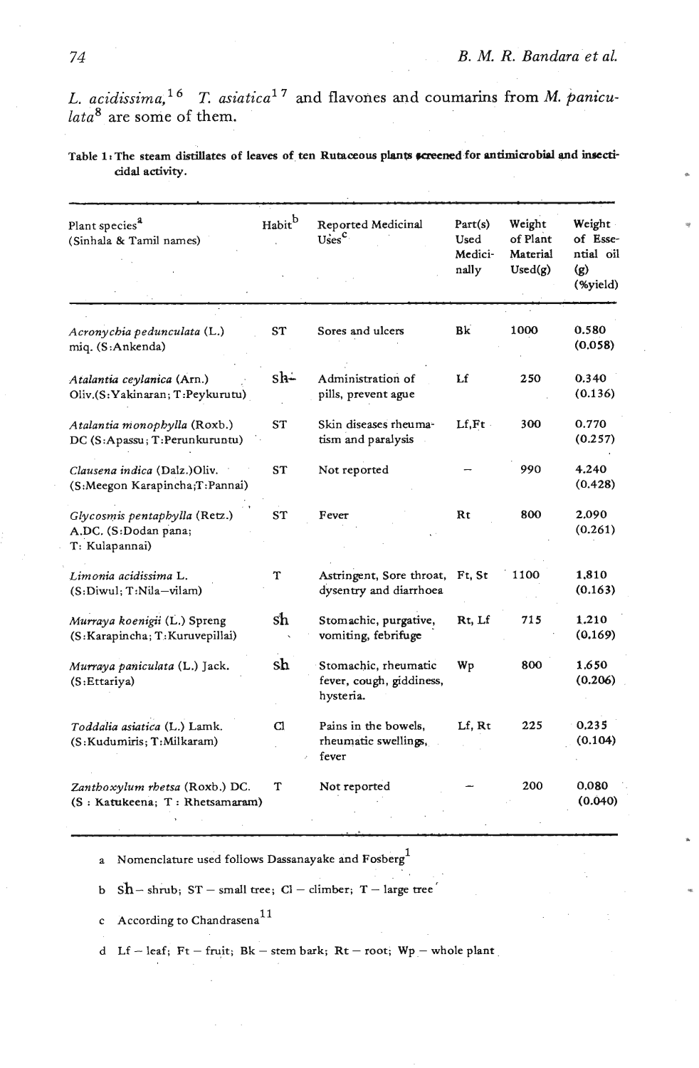*L. acidissima*,[16] *T. asiatica*[17] and flavones and coumarins from *M. paniculata*[8] are some of them.

**Table 1: The steam distillates of leaves of ten Rutaceous plants screened for antimicrobial and insecticidal activity.**

| Plant species[a] (Sinhala & Tamil names) | Habit[b] | Reported Medicinal Uses[c] | Part(s) Used Medicinally | Weight of Plant Material Used(g) | Weight of Essential oil (g) (%yield) |
|---|---|---|---|---|---|
| *Acronychia pedunculata* (L.) miq. (S:Ankenda) | ST | Sores and ulcers | Bk | 1000 | 0.580 (0.058) |
| *Atalantia ceylanica* (Arn.) Oliv.(S:Yakinaran; T:Peykurutu) | Sh | Administration of pills, prevent ague | Lf | 250 | 0.340 (0.136) |
| *Atalantia monophylla* (Roxb.) DC (S:Apassu; T:Perunkuruntu) | ST | Skin diseases rheumatism and paralysis | Lf,Ft | 300 | 0.770 (0.257) |
| *Clausena indica* (Dalz.)Oliv. (S:Meegon Karapincha;T:Pannai) | ST | Not reported | – | 990 | 4.240 (0.428) |
| *Glycosmis pentaphylla* (Retz.) A.DC. (S:Dodan pana; T: Kulapannai) | ST | Fever | Rt | 800 | 2.090 (0.261) |
| *Limonia acidissima* L. (S:Diwul; T:Nila–vilam) | T | Astringent, Sore throat, dysentry and diarrhoea | Ft, St | 1100 | 1.810 (0.163) |
| *Murraya koenigii* (L.) Spreng (S:Karapincha; T:Kuruvepillai) | Sh | Stomachic, purgative, vomiting, febrifuge | Rt, Lf | 715 | 1.210 (0.169) |
| *Murraya paniculata* (L.) Jack. (S:Ettariya) | Sh | Stomachic, rheumatic fever, cough, giddiness, hysteria. | Wp | 800 | 1.650 (0.206) |
| *Toddalia asiatica* (L.) Lamk. (S:Kudumiris; T:Milkaram) | Cl | Pains in the bowels, rheumatic swellings, fever | Lf, Rt | 225 | 0.235 (0.104) |
| *Zanthoxylum rhetsa* (Roxb.) DC. (S : Katukeena; T : Rhetsamaram) | T | Not reported | – | 200 | 0.080 (0.040) |

a Nomenclature used follows Dassanayake and Fosberg[1]

b Sh – shrub; ST – small tree; Cl – climber; T – large tree

c According to Chandrasena[11]

d Lf – leaf; Ft – fruit; Bk – stem bark; Rt – root; Wp – whole plant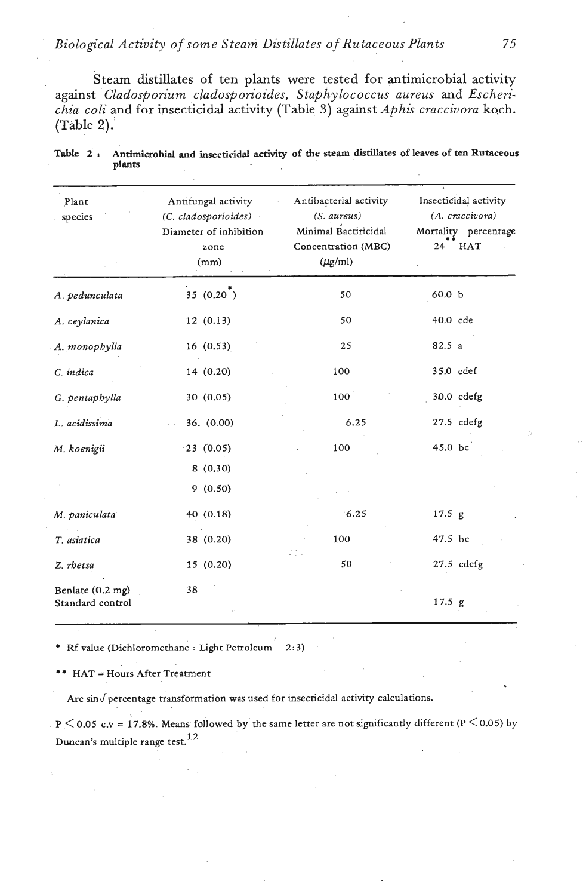Steam distillates of ten plants were tested for antimicrobial activity against *Cladosporium cladosporioides, Staphylococcus aureus* and *Escherichia coli* and for insecticidal activity (Table 3) against *Aphis craccivora* koch. (Table 2).

**Table 2 : Antimicrobial and insecticidal activity of the steam distillates of leaves of ten Rutaceous plants**

| Plant species | Antifungal activity (*C. cladosporioides*) Diameter of inhibition zone (mm) | Antibacterial activity (*S. aureus*) Minimal Bactiricidal Concentration (MBC) (μg/ml) | Insecticidal activity (*A. craccivora*) Mortality percentage 24** HAT |
|---|---|---|---|
| *A. pedunculata* | 35 (0.20*) | 50 | 60.0 b |
| *A. ceylanica* | 12 (0.13) | 50 | 40.0 cde |
| *A. monophylla* | 16 (0.53) | 25 | 82.5 a |
| *C. indica* | 14 (0.20) | 100 | 35.0 cdef |
| *G. pentaphylla* | 30 (0.05) | 100 | 30.0 cdefg |
| *L. acidissima* | 36. (0.00) | 6.25 | 27.5 cdefg |
| *M. koenigii* | 23 (0.05) | 100 | 45.0 bc |
| | 8 (0.30) | | |
| | 9 (0.50) | | |
| *M. paniculata* | 40 (0.18) | 6.25 | 17.5 g |
| *T. asiatica* | 38 (0.20) | 100 | 47.5 bc |
| *Z. rhetsa* | 15 (0.20) | 50 | 27.5 cdefg |
| Benlate (0.2 mg) | 38 | | |
| Standard control | | | 17.5 g |

\* Rf value (Dichloromethane : Light Petroleum – 2:3)

\*\* HAT = Hours After Treatment

Arc sin√percentage transformation was used for insecticidal activity calculations.

$P < 0.05$ c.v = 17.8%. Means followed by the same letter are not significantly different ($P < 0.05$) by Duncan's multiple range test.[12]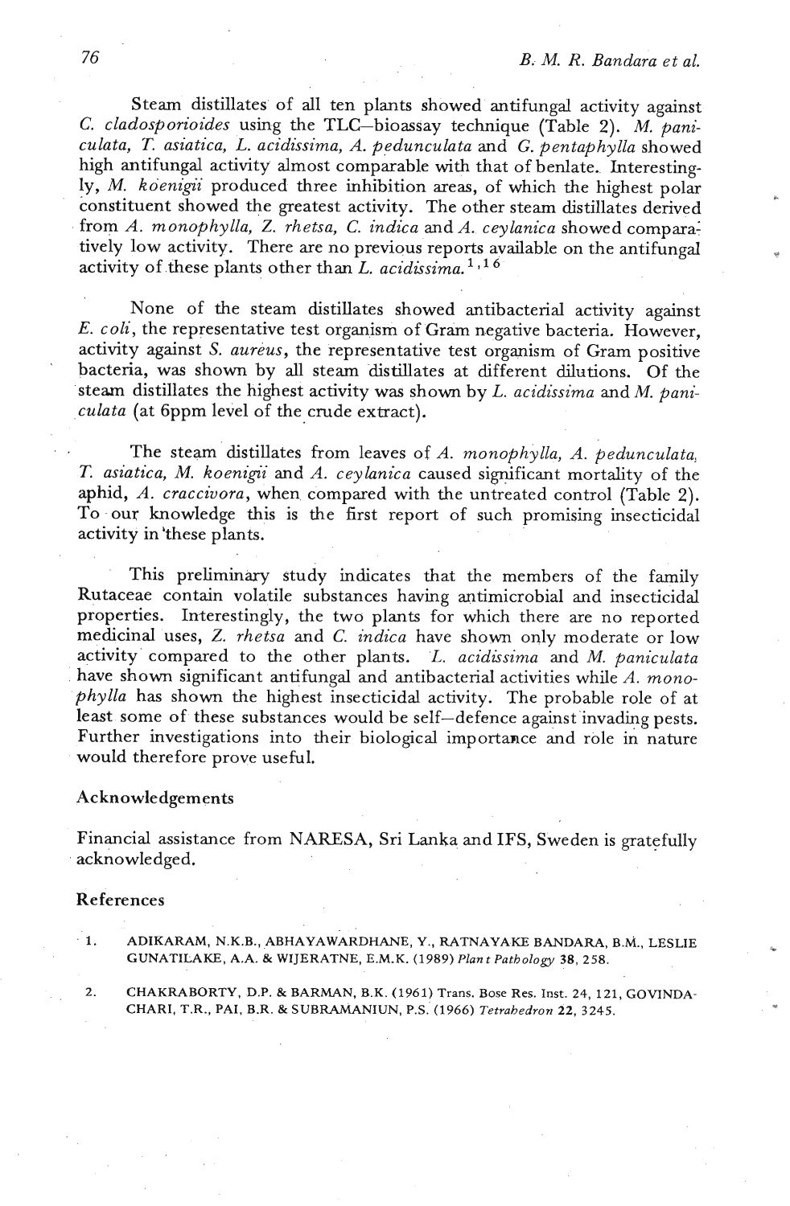Steam distillates of all ten plants showed antifungal activity against *C. cladosporioides* using the TLC–bioassay technique (Table 2). *M. paniculata, T. asiatica, L. acidissima, A. pedunculata* and *G. pentaphylla* showed high antifungal activity almost comparable with that of benlate. Interestingly, *M. koenigii* produced three inhibition areas, of which the highest polar constituent showed the greatest activity. The other steam distillates derived from *A. monophylla, Z. rhetsa, C. indica* and *A. ceylanica* showed comparatively low activity. There are no previous reports available on the antifungal activity of these plants other than *L. acidissima.*[1,16]

None of the steam distillates showed antibacterial activity against *E. coli*, the representative test organism of Gram negative bacteria. However, activity against *S. aureus*, the representative test organism of Gram positive bacteria, was shown by all steam distillates at different dilutions. Of the steam distillates the highest activity was shown by *L. acidissima* and *M. paniculata* (at 6ppm level of the crude extract).

The steam distillates from leaves of *A. monophylla, A. pedunculata, T. asiatica, M. koenigii* and *A. ceylanica* caused significant mortality of the aphid, *A. craccivora*, when compared with the untreated control (Table 2). To our knowledge this is the first report of such promising insecticidal activity in these plants.

This preliminary study indicates that the members of the family Rutaceae contain volatile substances having antimicrobial and insecticidal properties. Interestingly, the two plants for which there are no reported medicinal uses, *Z. rhetsa* and *C. indica* have shown only moderate or low activity compared to the other plants. *L. acidissima* and *M. paniculata* have shown significant antifungal and antibacterial activities while *A. monophylla* has shown the highest insecticidal activity. The probable role of at least some of these substances would be self–defence against invading pests. Further investigations into their biological importance and role in nature would therefore prove useful.

## Acknowledgements

Financial assistance from NARESA, Sri Lanka and IFS, Sweden is gratefully acknowledged.

## References

1. ADIKARAM, N.K.B., ABHAYAWARDHANE, Y., RATNAYAKE BANDARA, B.M., LESLIE GUNATILAKE, A.A. & WIJERATNE, E.M.K. (1989) *Plant Pathology* **38**, 258.

2. CHAKRABORTY, D.P. & BARMAN, B.K. (1961) Trans. Bose Res. Inst. 24, 121, GOVINDACHARI, T.R., PAI, B.R. & SUBRAMANIUN, P.S. (1966) *Tetrahedron* **22**, 3245.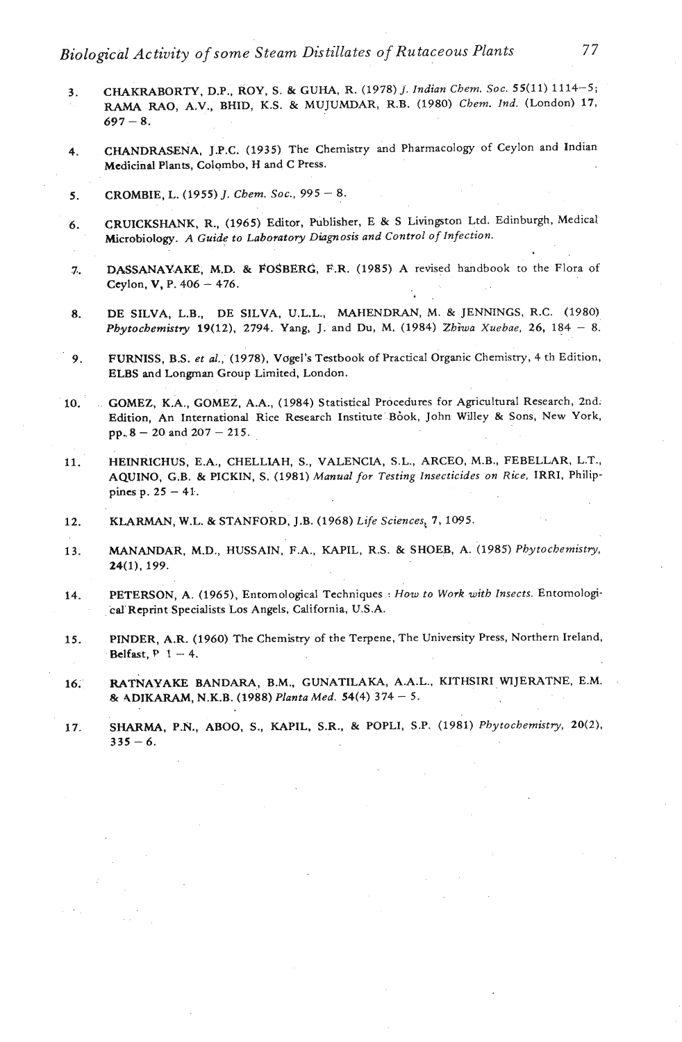3. CHAKRABORTY, D.P., ROY, S. & GUHA, R. (1978) *J. Indian Chem. Soc.* 55(11) 1114–5; RAMA RAO, A.V., BHID, K.S. & MUJUMDAR, R.B. (1980) *Chem. Ind.* (London) 17, 697 – 8.

4. CHANDRASENA, J.P.C. (1935) The Chemistry and Pharmacology of Ceylon and Indian Medicinal Plants, Colombo, H and C Press.

5. CROMBIE, L. (1955) *J. Chem. Soc.*, 995 – 8.

6. CRUICKSHANK, R., (1965) Editor, Publisher, E & S Livingston Ltd. Edinburgh, Medical Microbiology. *A Guide to Laboratory Diagnosis and Control of Infection.*

7. DASSANAYAKE, M.D. & FOSBERG, F.R. (1985) A revised handbook to the Flora of Ceylon, **V**, P. 406 – 476.

8. DE SILVA, L.B., DE SILVA, U.L.L., MAHENDRAN, M. & JENNINGS, R.C. (1980) *Phytochemistry* 19(12), 2794. Yang, J. and Du, M. (1984) *Zhiwa Xuebae,* 26, 184 – 8.

9. FURNISS, B.S. *et al.,* (1978), Vogel's Testbook of Practical Organic Chemistry, 4 th Edition, ELBS and Longman Group Limited, London.

10. GOMEZ, K.A., GOMEZ, A.A., (1984) Statistical Procedures for Agricultural Research, 2nd. Edition, An International Rice Research Institute Book, John Willey & Sons, New York, pp. 8 – 20 and 207 – 215.

11. HEINRICHUS, E.A., CHELLIAH, S., VALENCIA, S.L., ARCEO, M.B., FEBELLAR, L.T., AQUINO, G.B. & PICKIN, S. (1981) *Manual for Testing Insecticides on Rice,* IRRI, Philippines p. 25 – 41.

12. KLARMAN, W.L. & STANFORD, J.B. (1968) *Life Sciences,* 7, 1095.

13. MANANDAR, M.D., HUSSAIN, F.A., KAPIL, R.S. & SHOEB, A. (1985) *Phytochemistry,* **24**(1), 199.

14. PETERSON, A. (1965), Entomological Techniques : *How to Work with Insects.* Entomological Reprint Specialists Los Angels, California, U.S.A.

15. PINDER, A.R. (1960) The Chemistry of the Terpene, The University Press, Northern Ireland, Belfast, P 1 – 4.

16. RATNAYAKE BANDARA, B.M., GUNATILAKA, A.A.L., KITHSIRI WIJERATNE, E.M. & ADIKARAM, N.K.B. (1988) *Planta Med.* 54(4) 374 – 5.

17. SHARMA, P.N., ABOO, S., KAPIL, S.R., & POPLI, S.P. (1981) *Phytochemistry,* 20(2), 335 – 6.